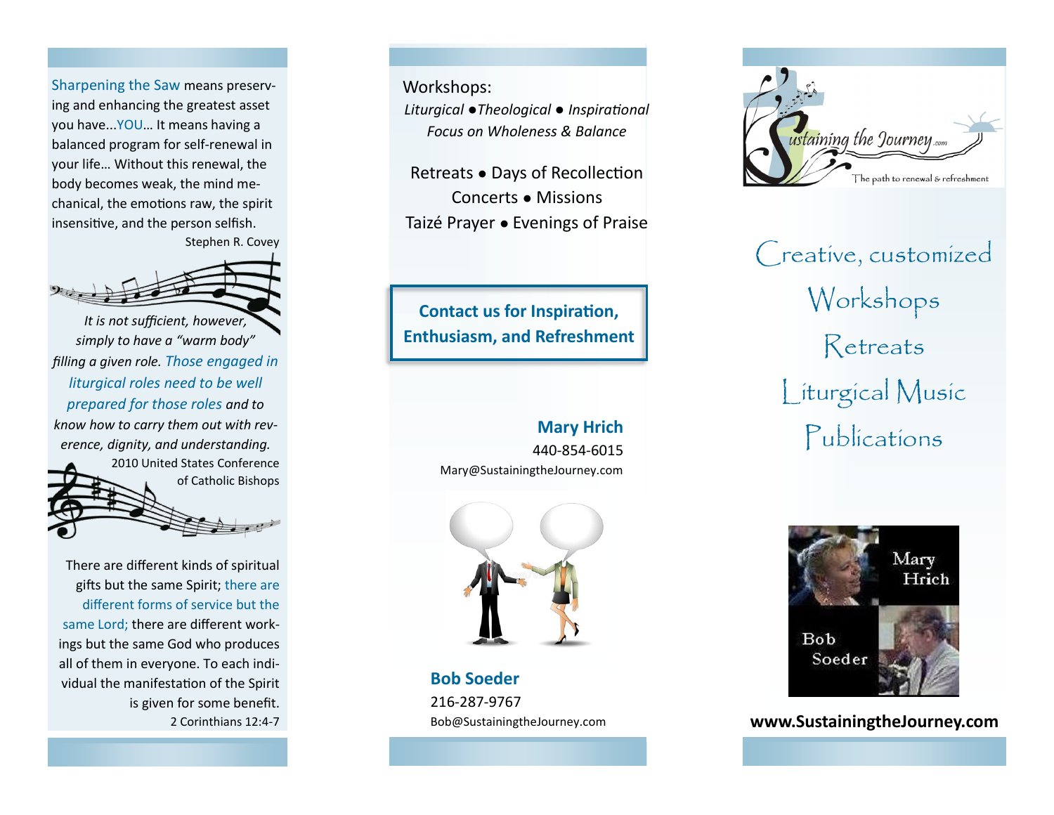Sharpening the Saw means preserving and enhancing the greatest asset you have...YOU... It means having a balanced program for self-renewal in your life... Without this renewal, the body becomes weak, the mind mechanical, the emotions raw, the spirit insensitive, and the person selfish.

Stephen R. Covey

*It is not sufficient, however, simply to have a "warm body" filling a given role. Those engaged in liturgical roles need to be well prepared for those roles and to know how to carry them out with reverence, dignity, and understanding.*

2010 United States Conference of Catholic Bishops

There are different kinds of spiritual gifts but the same Spirit; there are different forms of service but the same Lord; there are different workings but the same God who produces all of them in everyone. To each individual the manifestation of the Spirit is given for some benefit.

2 Corinthians 12:4-7

Workshops:

*Liturgical ●Theological ● Inspirational*

*Focus on Wholeness & Balance*

Retreats ● Days of Recollection

Concerts ● Missions

Taizé Prayer ● Evenings of Praise

**Contact us for Inspiration, Enthusiasm, and Refreshment**

**Mary Hrich**

440-854-6015

Mary@SustainingtheJourney.com

**Bob Soeder**

216-287-9767

Bob@SustainingtheJourney.com

Sustaining the Journey.com

The path to renewal & refreshment

# Creative, customized Workshops Retreats Liturgical Music Publications

Mary Hrich

Bob Soeder

**www.SustainingtheJourney.com**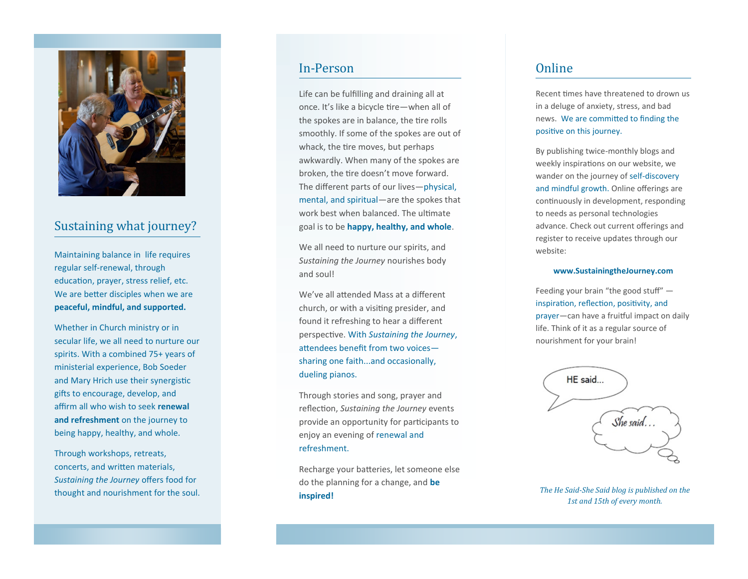## Sustaining what journey?

Maintaining balance in life requires regular self-renewal, through education, prayer, stress relief, etc. We are better disciples when we are **peaceful, mindful, and supported.**

Whether in Church ministry or in secular life, we all need to nurture our spirits. With a combined 75+ years of ministerial experience, Bob Soeder and Mary Hrich use their synergistic gifts to encourage, develop, and affirm all who wish to seek **renewal and refreshment** on the journey to being happy, healthy, and whole.

Through workshops, retreats, concerts, and written materials, *Sustaining the Journey* offers food for thought and nourishment for the soul.

## In-Person

Life can be fulfilling and draining all at once. It's like a bicycle tire—when all of the spokes are in balance, the tire rolls smoothly. If some of the spokes are out of whack, the tire moves, but perhaps awkwardly. When many of the spokes are broken, the tire doesn't move forward. The different parts of our lives—physical, mental, and spiritual—are the spokes that work best when balanced. The ultimate goal is to be **happy, healthy, and whole**.

We all need to nurture our spirits, and *Sustaining the Journey* nourishes body and soul!

We've all attended Mass at a different church, or with a visiting presider, and found it refreshing to hear a different perspective. With *Sustaining the Journey*, attendees benefit from two voices—sharing one faith...and occasionally, dueling pianos.

Through stories and song, prayer and reflection, *Sustaining the Journey* events provide an opportunity for participants to enjoy an evening of renewal and refreshment.

Recharge your batteries, let someone else do the planning for a change, and **be inspired!**

## Online

Recent times have threatened to drown us in a deluge of anxiety, stress, and bad news. We are committed to finding the positive on this journey.

By publishing twice-monthly blogs and weekly inspirations on our website, we wander on the journey of self-discovery and mindful growth. Online offerings are continuously in development, responding to needs as personal technologies advance. Check out current offerings and register to receive updates through our website:

**www.SustainingtheJourney.com**

Feeding your brain "the good stuff" —inspiration, reflection, positivity, and prayer—can have a fruitful impact on daily life. Think of it as a regular source of nourishment for your brain!

HE said...

She said...

*The He Said-She Said blog is published on the 1st and 15th of every month.*